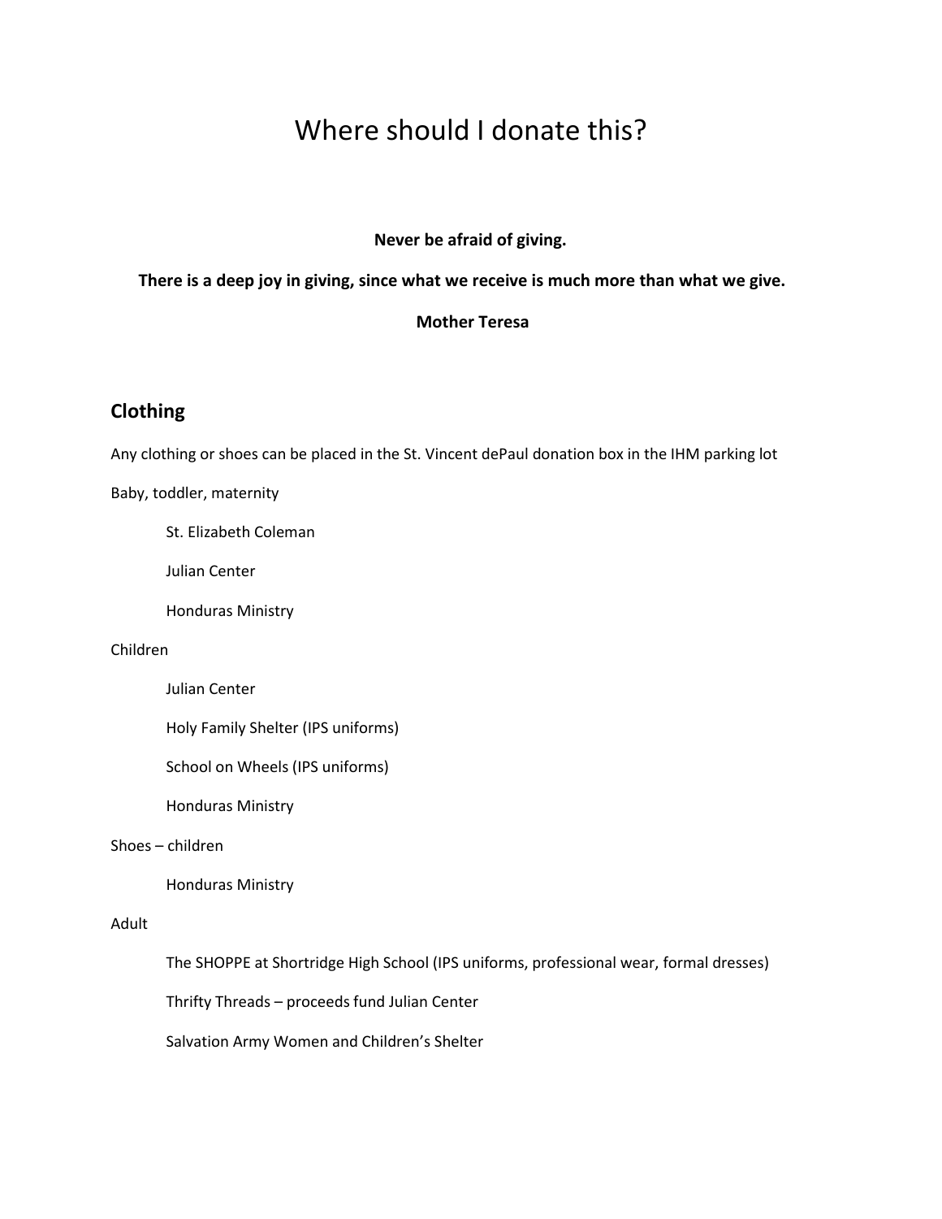# Where should I donate this?

**Never be afraid of giving.**

**There is a deep joy in giving, since what we receive is much more than what we give.**

**Mother Teresa**

## Clothing

Any clothing or shoes can be placed in the St. Vincent dePaul donation box in the IHM parking lot

Baby, toddler, maternity

- St. Elizabeth Coleman
- Julian Center
- Honduras Ministry

Children

- Julian Center
- Holy Family Shelter (IPS uniforms)
- School on Wheels (IPS uniforms)
- Honduras Ministry

Shoes – children

- Honduras Ministry

Adult

- The SHOPPE at Shortridge High School (IPS uniforms, professional wear, formal dresses)
- Thrifty Threads – proceeds fund Julian Center
- Salvation Army Women and Children's Shelter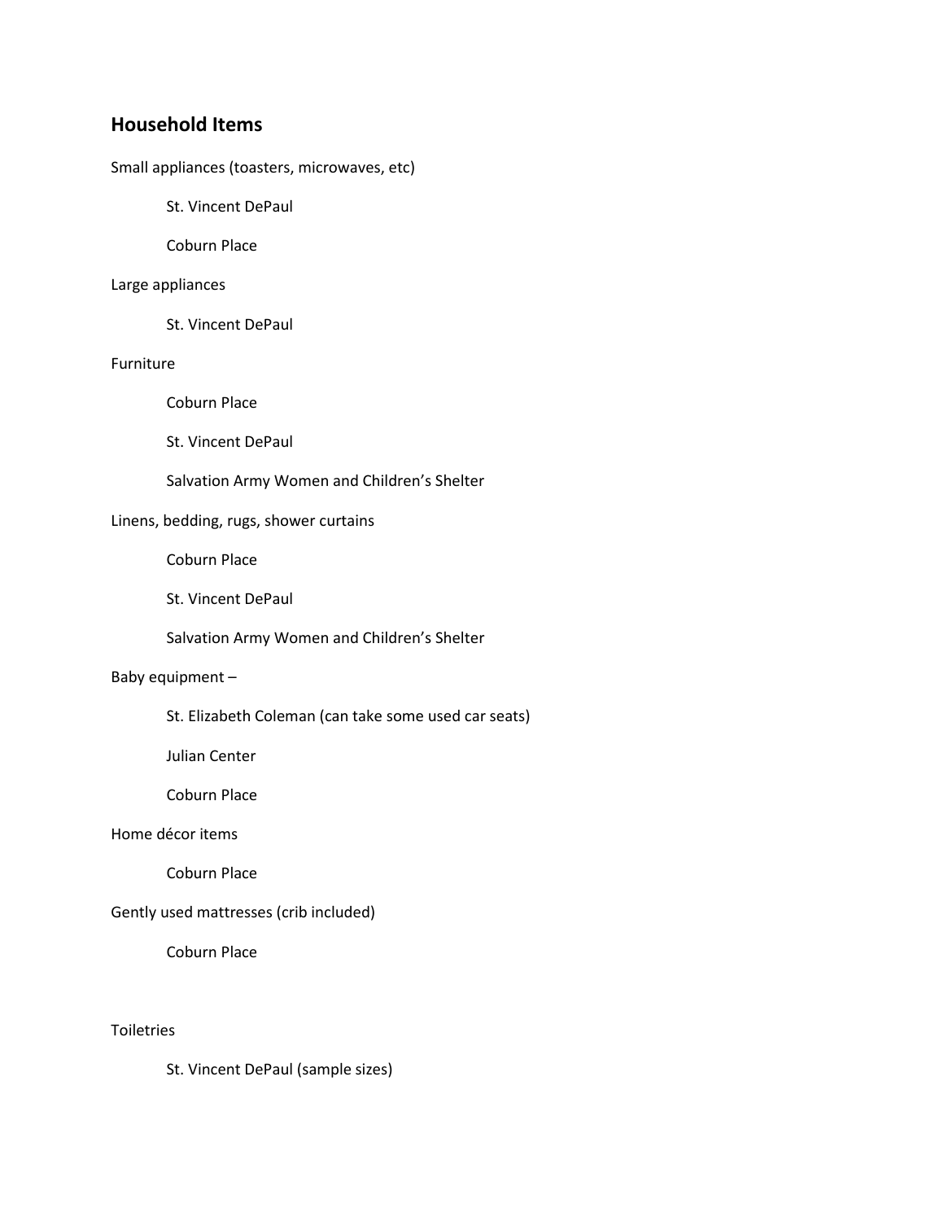## Household Items

Small appliances (toasters, microwaves, etc)

- St. Vincent DePaul
- Coburn Place

Large appliances

- St. Vincent DePaul

Furniture

- Coburn Place
- St. Vincent DePaul
- Salvation Army Women and Children's Shelter

Linens, bedding, rugs, shower curtains

- Coburn Place
- St. Vincent DePaul
- Salvation Army Women and Children's Shelter

Baby equipment –

- St. Elizabeth Coleman (can take some used car seats)
- Julian Center
- Coburn Place

Home décor items

- Coburn Place

Gently used mattresses (crib included)

- Coburn Place

Toiletries

- St. Vincent DePaul (sample sizes)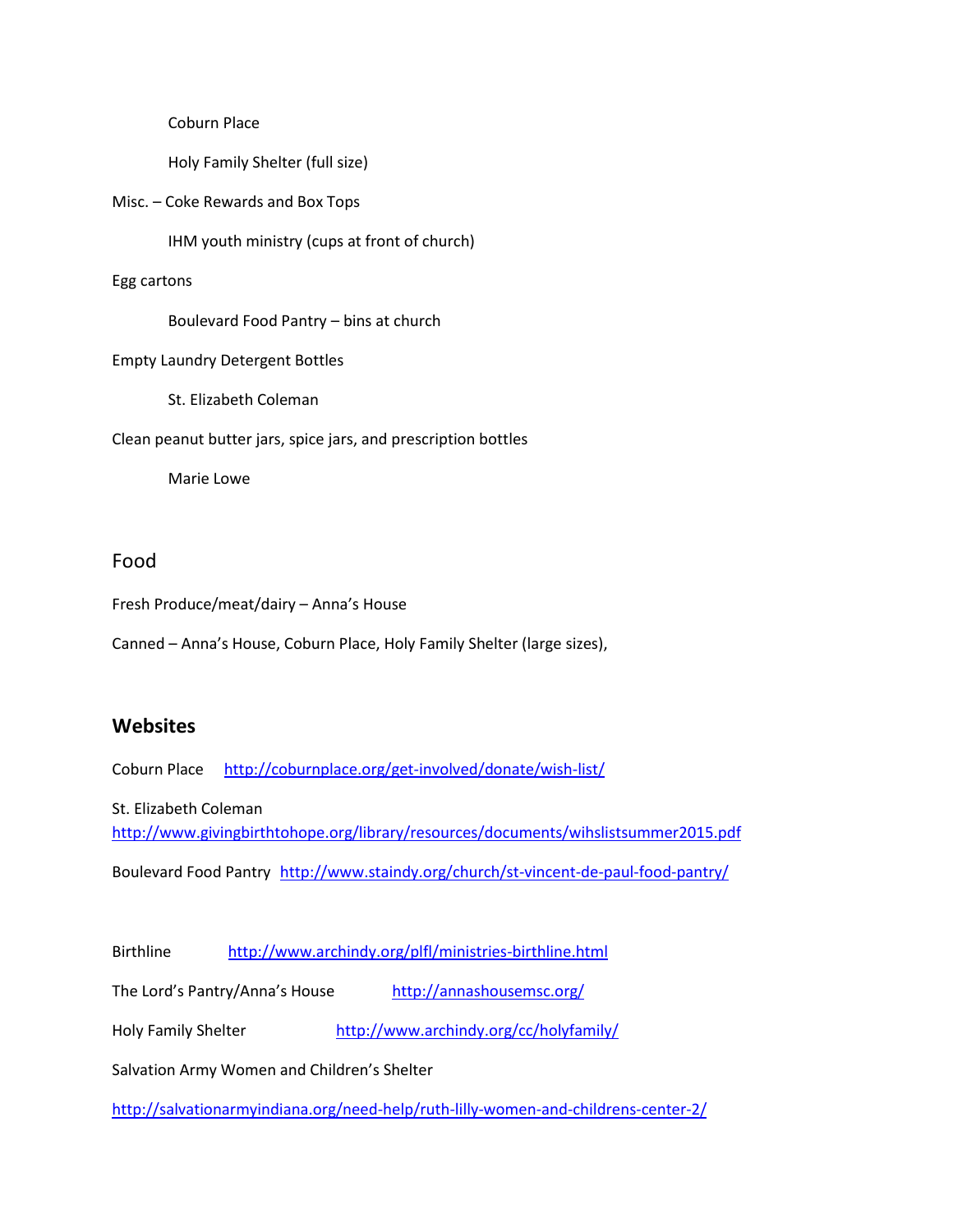Coburn Place

Holy Family Shelter (full size)

Misc. – Coke Rewards and Box Tops

IHM youth ministry (cups at front of church)

Egg cartons

Boulevard Food Pantry – bins at church

Empty Laundry Detergent Bottles

St. Elizabeth Coleman

Clean peanut butter jars, spice jars, and prescription bottles

Marie Lowe

## Food

Fresh Produce/meat/dairy – Anna's House

Canned – Anna's House, Coburn Place, Holy Family Shelter (large sizes),

## Websites

Coburn Place http://coburnplace.org/get-involved/donate/wish-list/

St. Elizabeth Coleman
http://www.givingbirthtohope.org/library/resources/documents/wihslistsummer2015.pdf

Boulevard Food Pantry http://www.staindy.org/church/st-vincent-de-paul-food-pantry/

Birthline http://www.archindy.org/plfl/ministries-birthline.html

The Lord's Pantry/Anna's House http://annashousemsc.org/

Holy Family Shelter http://www.archindy.org/cc/holyfamily/

Salvation Army Women and Children's Shelter

http://salvationarmyindiana.org/need-help/ruth-lilly-women-and-childrens-center-2/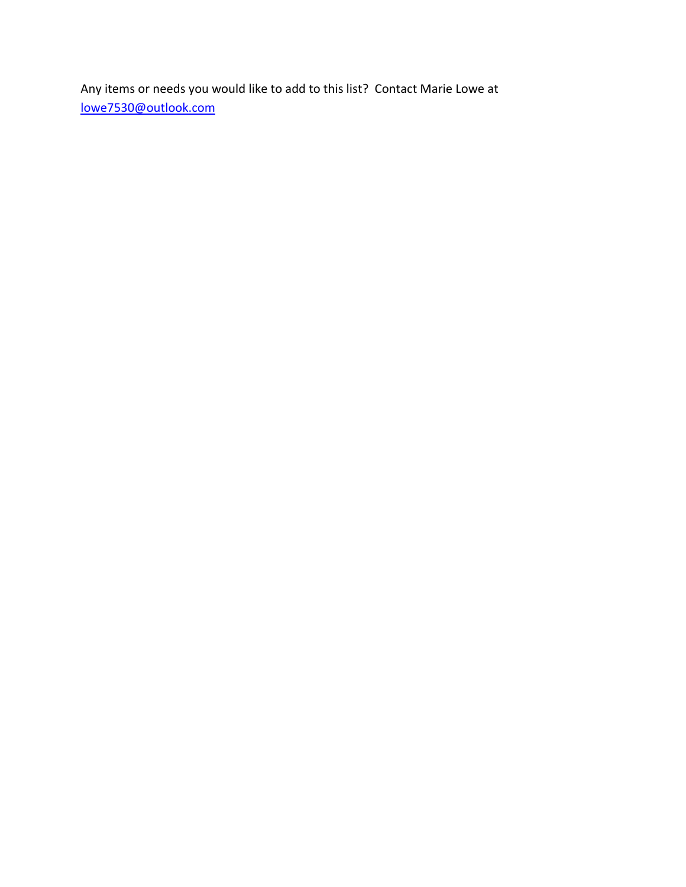Any items or needs you would like to add to this list? Contact Marie Lowe at [lowe7530@outlook.com](mailto:lowe7530@outlook.com)